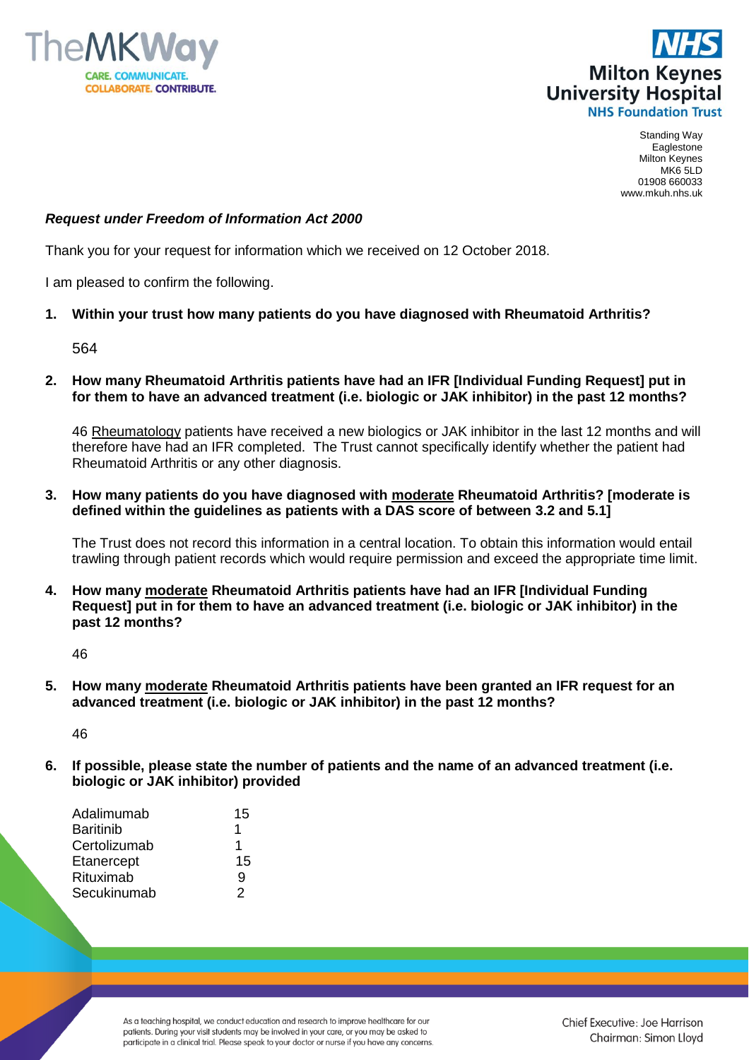Standing Way
Eaglestone
Milton Keynes
MK6 5LD
01908 660033
www.mkuh.nhs.uk

***Request under Freedom of Information Act 2000***

Thank you for your request for information which we received on 12 October 2018.

I am pleased to confirm the following.

**1. Within your trust how many patients do you have diagnosed with Rheumatoid Arthritis?**

564

**2. How many Rheumatoid Arthritis patients have had an IFR [Individual Funding Request] put in for them to have an advanced treatment (i.e. biologic or JAK inhibitor) in the past 12 months?**

46 <u>Rheumatology</u> patients have received a new biologics or JAK inhibitor in the last 12 months and will therefore have had an IFR completed. The Trust cannot specifically identify whether the patient had Rheumatoid Arthritis or any other diagnosis.

**3. How many patients do you have diagnosed with <u>moderate</u> Rheumatoid Arthritis? [moderate is defined within the guidelines as patients with a DAS score of between 3.2 and 5.1]**

The Trust does not record this information in a central location. To obtain this information would entail trawling through patient records which would require permission and exceed the appropriate time limit.

**4. How many <u>moderate</u> Rheumatoid Arthritis patients have had an IFR [Individual Funding Request] put in for them to have an advanced treatment (i.e. biologic or JAK inhibitor) in the past 12 months?**

46

**5. How many <u>moderate</u> Rheumatoid Arthritis patients have been granted an IFR request for an advanced treatment (i.e. biologic or JAK inhibitor) in the past 12 months?**

46

**6. If possible, please state the number of patients and the name of an advanced treatment (i.e. biologic or JAK inhibitor) provided**

| | |
|---|---|
| Adalimumab | 15 |
| Baritinib | 1 |
| Certolizumab | 1 |
| Etanercept | 15 |
| Rituximab | 9 |
| Secukinumab | 2 |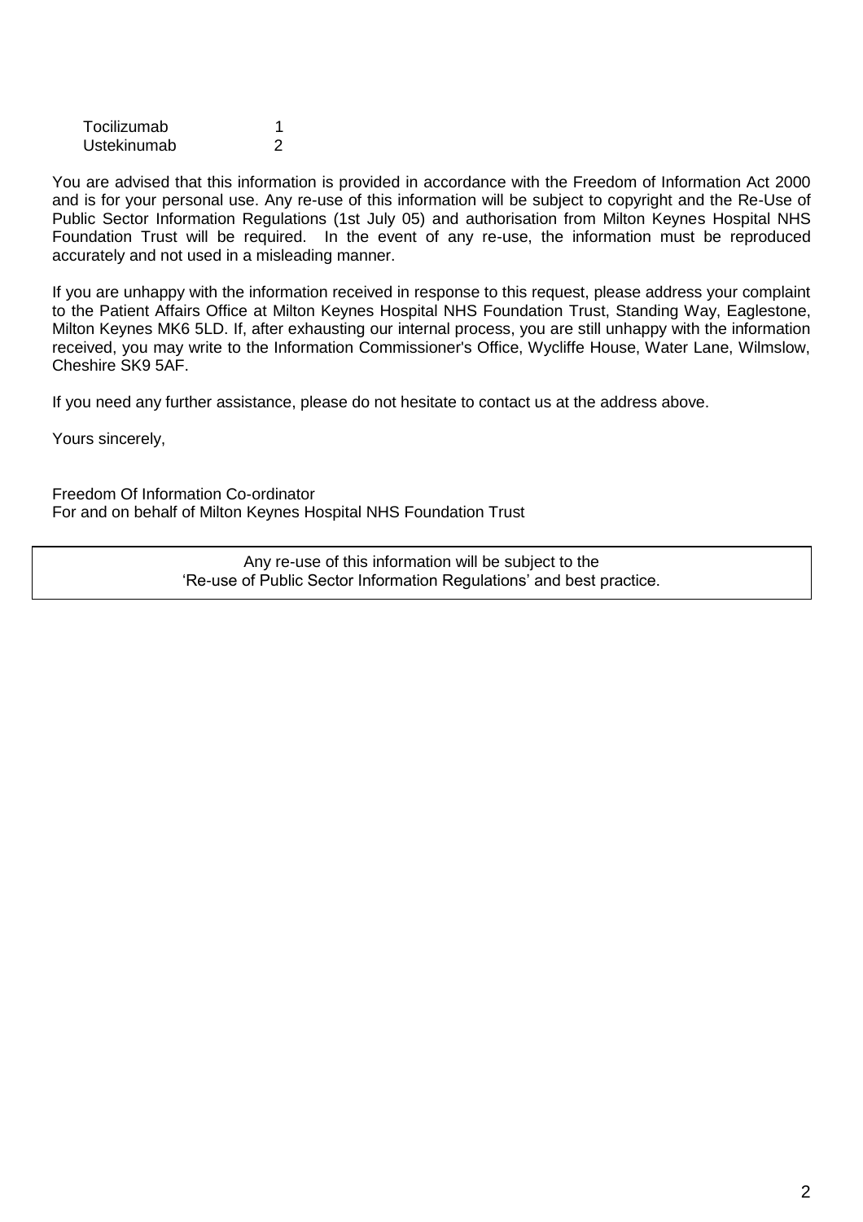| | |
|---|---|
| Tocilizumab | 1 |
| Ustekinumab | 2 |

You are advised that this information is provided in accordance with the Freedom of Information Act 2000 and is for your personal use. Any re-use of this information will be subject to copyright and the Re-Use of Public Sector Information Regulations (1st July 05) and authorisation from Milton Keynes Hospital NHS Foundation Trust will be required. In the event of any re-use, the information must be reproduced accurately and not used in a misleading manner.

If you are unhappy with the information received in response to this request, please address your complaint to the Patient Affairs Office at Milton Keynes Hospital NHS Foundation Trust, Standing Way, Eaglestone, Milton Keynes MK6 5LD. If, after exhausting our internal process, you are still unhappy with the information received, you may write to the Information Commissioner's Office, Wycliffe House, Water Lane, Wilmslow, Cheshire SK9 5AF.

If you need any further assistance, please do not hesitate to contact us at the address above.

Yours sincerely,

Freedom Of Information Co-ordinator
For and on behalf of Milton Keynes Hospital NHS Foundation Trust

Any re-use of this information will be subject to the 'Re-use of Public Sector Information Regulations' and best practice.